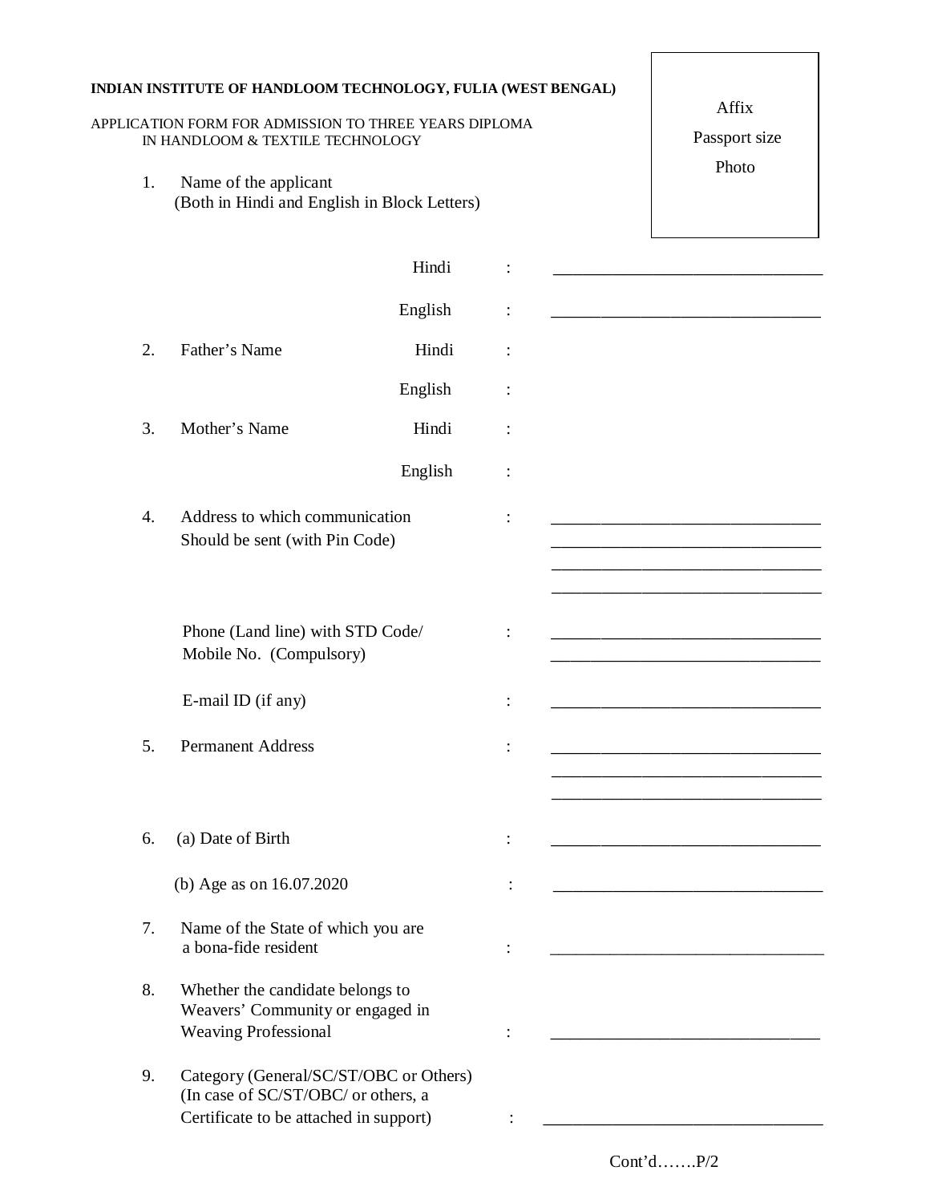**INDIAN INSTITUTE OF HANDLOOM TECHNOLOGY, FULIA (WEST BENGAL)**

APPLICATION FORM FOR ADMISSION TO THREE YEARS DIPLOMA IN HANDLOOM & TEXTILE TECHNOLOGY

Affix
Passport size
Photo

1. Name of the applicant
   (Both in Hindi and English in Block Letters)

   Hindi : ______________________________

   English : ______________________________

2. Father's Name
   Hindi :

   English :

3. Mother's Name
   Hindi :

   English :

4. Address to which communication Should be sent (with Pin Code) : ______________________________
   ______________________________
   ______________________________
   ______________________________

   Phone (Land line) with STD Code/ Mobile No. (Compulsory) : ______________________________
   ______________________________

   E-mail ID (if any) : ______________________________

5. Permanent Address : ______________________________
   ______________________________
   ______________________________

6. (a) Date of Birth : ______________________________

   (b) Age as on 16.07.2020 : ______________________________

7. Name of the State of which you are a bona-fide resident : ______________________________

8. Whether the candidate belongs to Weavers' Community or engaged in Weaving Professional : ______________________________

9. Category (General/SC/ST/OBC or Others)
   (In case of SC/ST/OBC/ or others, a Certificate to be attached in support) : ______________________________

Cont'd…….P/2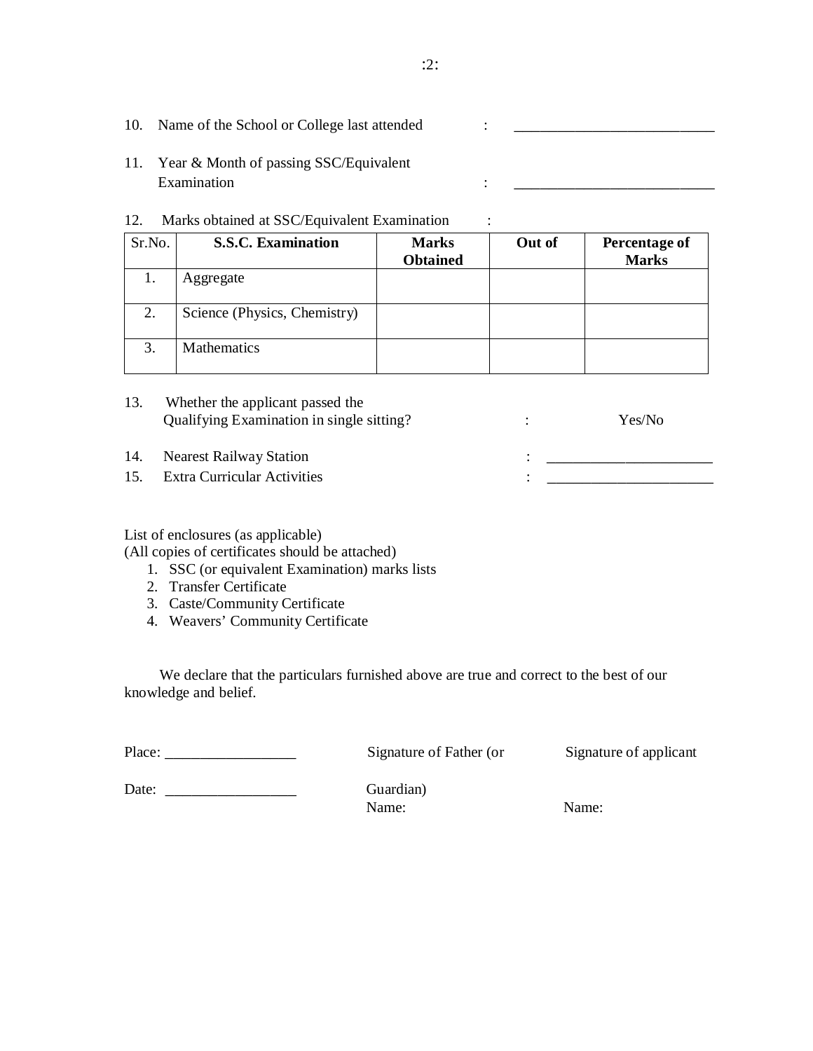10. Name of the School or College last attended : ___________________________

11. Year & Month of passing SSC/Equivalent Examination : ___________________________

12. Marks obtained at SSC/Equivalent Examination :

| Sr.No. | **S.S.C. Examination** | **Marks Obtained** | **Out of** | **Percentage of Marks** |
|---|---|---|---|---|
| 1. | Aggregate | | | |
| 2. | Science (Physics, Chemistry) | | | |
| 3. | Mathematics | | | |

13. Whether the applicant passed the Qualifying Examination in single sitting? : Yes/No

14. Nearest Railway Station : ______________________

15. Extra Curricular Activities : ______________________

List of enclosures (as applicable)
(All copies of certificates should be attached)

1. SSC (or equivalent Examination) marks lists
2. Transfer Certificate
3. Caste/Community Certificate
4. Weavers' Community Certificate

We declare that the particulars furnished above are true and correct to the best of our knowledge and belief.

Place: _________________ Signature of Father (or Guardian) Signature of applicant

Date: _________________ Name: Name: